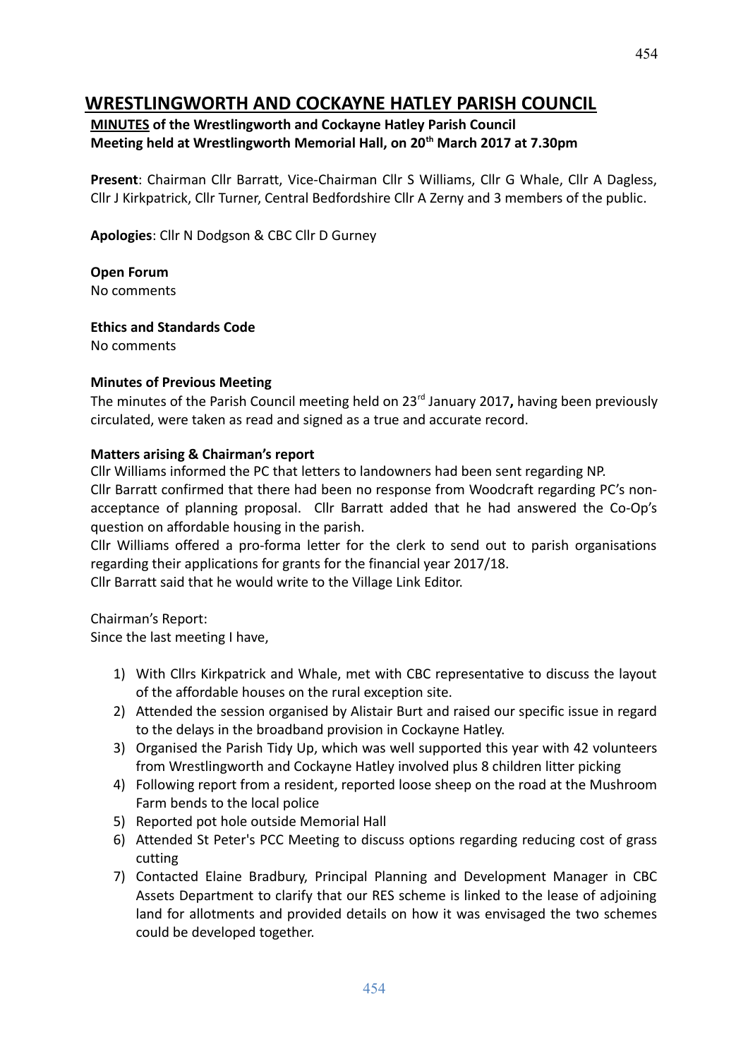# WRESTLINGWORTH AND COCKAYNE HATLEY PARISH COUNCIL

**MINUTES of the Wrestlingworth and Cockayne Hatley Parish Council Meeting held at Wrestlingworth Memorial Hall, on 20th March 2017 at 7.30pm**

**Present**: Chairman Cllr Barratt, Vice-Chairman Cllr S Williams, Cllr G Whale, Cllr A Dagless, Cllr J Kirkpatrick, Cllr Turner, Central Bedfordshire Cllr A Zerny and 3 members of the public.

**Apologies**: Cllr N Dodgson & CBC Cllr D Gurney

**Open Forum**

No comments

**Ethics and Standards Code**

No comments

**Minutes of Previous Meeting**

The minutes of the Parish Council meeting held on 23rd January 2017**,** having been previously circulated, were taken as read and signed as a true and accurate record.

**Matters arising & Chairman's report**

Cllr Williams informed the PC that letters to landowners had been sent regarding NP.

Cllr Barratt confirmed that there had been no response from Woodcraft regarding PC's non-acceptance of planning proposal. Cllr Barratt added that he had answered the Co-Op's question on affordable housing in the parish.

Cllr Williams offered a pro-forma letter for the clerk to send out to parish organisations regarding their applications for grants for the financial year 2017/18.

Cllr Barratt said that he would write to the Village Link Editor.

Chairman's Report:

Since the last meeting I have,

1) With Cllrs Kirkpatrick and Whale, met with CBC representative to discuss the layout of the affordable houses on the rural exception site.
2) Attended the session organised by Alistair Burt and raised our specific issue in regard to the delays in the broadband provision in Cockayne Hatley.
3) Organised the Parish Tidy Up, which was well supported this year with 42 volunteers from Wrestlingworth and Cockayne Hatley involved plus 8 children litter picking
4) Following report from a resident, reported loose sheep on the road at the Mushroom Farm bends to the local police
5) Reported pot hole outside Memorial Hall
6) Attended St Peter's PCC Meeting to discuss options regarding reducing cost of grass cutting
7) Contacted Elaine Bradbury, Principal Planning and Development Manager in CBC Assets Department to clarify that our RES scheme is linked to the lease of adjoining land for allotments and provided details on how it was envisaged the two schemes could be developed together.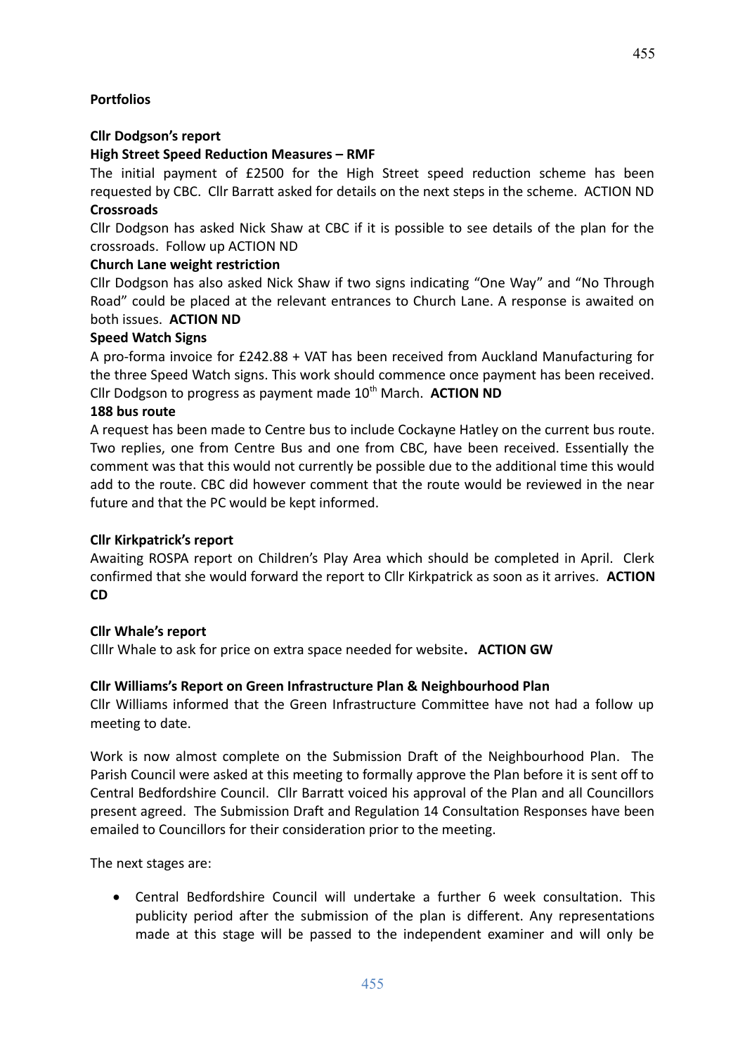**Portfolios**

**Cllr Dodgson's report**

**High Street Speed Reduction Measures – RMF**

The initial payment of £2500 for the High Street speed reduction scheme has been requested by CBC. Cllr Barratt asked for details on the next steps in the scheme. ACTION ND

**Crossroads**

Cllr Dodgson has asked Nick Shaw at CBC if it is possible to see details of the plan for the crossroads. Follow up ACTION ND

**Church Lane weight restriction**

Cllr Dodgson has also asked Nick Shaw if two signs indicating "One Way" and "No Through Road" could be placed at the relevant entrances to Church Lane. A response is awaited on both issues. **ACTION ND**

**Speed Watch Signs**

A pro-forma invoice for £242.88 + VAT has been received from Auckland Manufacturing for the three Speed Watch signs. This work should commence once payment has been received. Cllr Dodgson to progress as payment made 10th March. **ACTION ND**

**188 bus route**

A request has been made to Centre bus to include Cockayne Hatley on the current bus route. Two replies, one from Centre Bus and one from CBC, have been received. Essentially the comment was that this would not currently be possible due to the additional time this would add to the route. CBC did however comment that the route would be reviewed in the near future and that the PC would be kept informed.

**Cllr Kirkpatrick's report**

Awaiting ROSPA report on Children's Play Area which should be completed in April. Clerk confirmed that she would forward the report to Cllr Kirkpatrick as soon as it arrives. **ACTION CD**

**Cllr Whale's report**

Clllr Whale to ask for price on extra space needed for website**. ACTION GW**

**Cllr Williams's Report on Green Infrastructure Plan & Neighbourhood Plan**

Cllr Williams informed that the Green Infrastructure Committee have not had a follow up meeting to date.

Work is now almost complete on the Submission Draft of the Neighbourhood Plan. The Parish Council were asked at this meeting to formally approve the Plan before it is sent off to Central Bedfordshire Council. Cllr Barratt voiced his approval of the Plan and all Councillors present agreed. The Submission Draft and Regulation 14 Consultation Responses have been emailed to Councillors for their consideration prior to the meeting.

The next stages are:

- Central Bedfordshire Council will undertake a further 6 week consultation. This publicity period after the submission of the plan is different. Any representations made at this stage will be passed to the independent examiner and will only be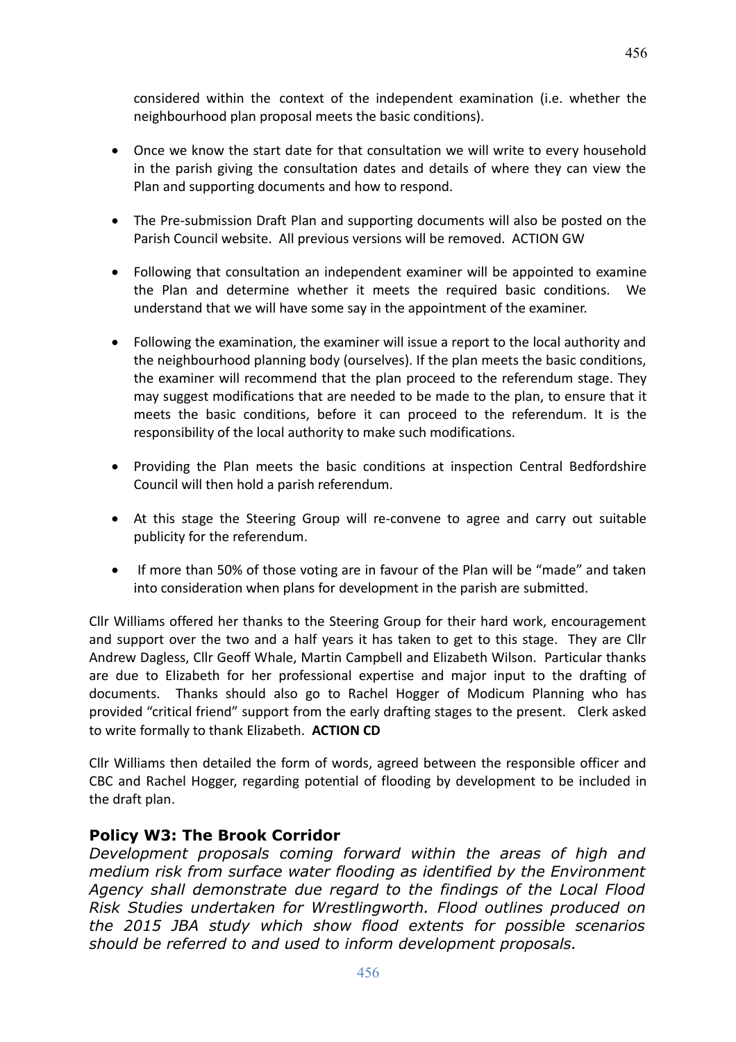considered within the context of the independent examination (i.e. whether the neighbourhood plan proposal meets the basic conditions).

- Once we know the start date for that consultation we will write to every household in the parish giving the consultation dates and details of where they can view the Plan and supporting documents and how to respond.

- The Pre-submission Draft Plan and supporting documents will also be posted on the Parish Council website. All previous versions will be removed. ACTION GW

- Following that consultation an independent examiner will be appointed to examine the Plan and determine whether it meets the required basic conditions. We understand that we will have some say in the appointment of the examiner.

- Following the examination, the examiner will issue a report to the local authority and the neighbourhood planning body (ourselves). If the plan meets the basic conditions, the examiner will recommend that the plan proceed to the referendum stage. They may suggest modifications that are needed to be made to the plan, to ensure that it meets the basic conditions, before it can proceed to the referendum. It is the responsibility of the local authority to make such modifications.

- Providing the Plan meets the basic conditions at inspection Central Bedfordshire Council will then hold a parish referendum.

- At this stage the Steering Group will re-convene to agree and carry out suitable publicity for the referendum.

- If more than 50% of those voting are in favour of the Plan will be "made" and taken into consideration when plans for development in the parish are submitted.

Cllr Williams offered her thanks to the Steering Group for their hard work, encouragement and support over the two and a half years it has taken to get to this stage. They are Cllr Andrew Dagless, Cllr Geoff Whale, Martin Campbell and Elizabeth Wilson. Particular thanks are due to Elizabeth for her professional expertise and major input to the drafting of documents. Thanks should also go to Rachel Hogger of Modicum Planning who has provided "critical friend" support from the early drafting stages to the present. Clerk asked to write formally to thank Elizabeth. **ACTION CD**

Cllr Williams then detailed the form of words, agreed between the responsible officer and CBC and Rachel Hogger, regarding potential of flooding by development to be included in the draft plan.

### Policy W3: The Brook Corridor

*Development proposals coming forward within the areas of high and medium risk from surface water flooding as identified by the Environment Agency shall demonstrate due regard to the findings of the Local Flood Risk Studies undertaken for Wrestlingworth. Flood outlines produced on the 2015 JBA study which show flood extents for possible scenarios should be referred to and used to inform development proposals.*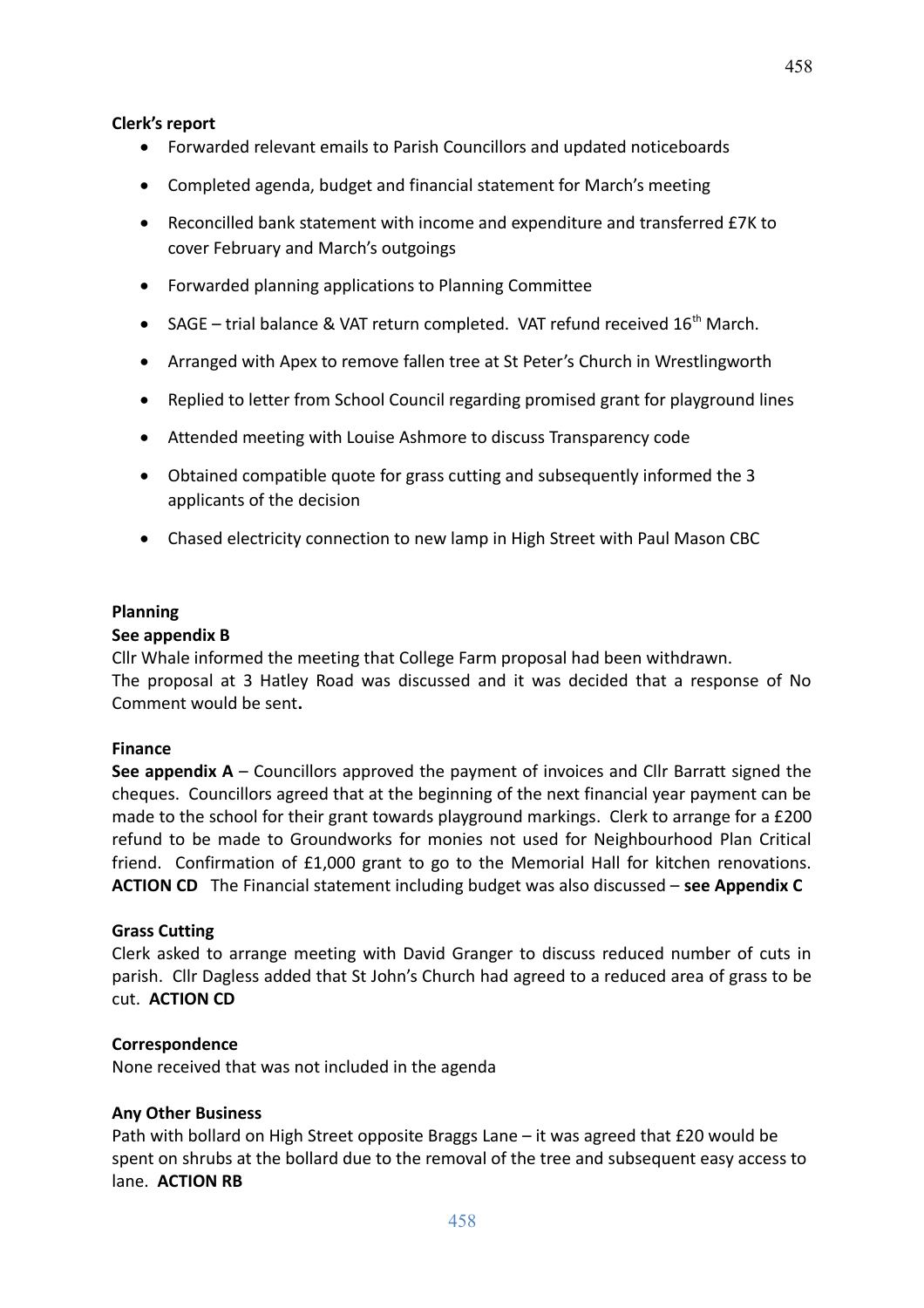**Clerk's report**

- Forwarded relevant emails to Parish Councillors and updated noticeboards
- Completed agenda, budget and financial statement for March's meeting
- Reconcilled bank statement with income and expenditure and transferred £7K to cover February and March's outgoings
- Forwarded planning applications to Planning Committee
- SAGE – trial balance & VAT return completed. VAT refund received 16th March.
- Arranged with Apex to remove fallen tree at St Peter's Church in Wrestlingworth
- Replied to letter from School Council regarding promised grant for playground lines
- Attended meeting with Louise Ashmore to discuss Transparency code
- Obtained compatible quote for grass cutting and subsequently informed the 3 applicants of the decision
- Chased electricity connection to new lamp in High Street with Paul Mason CBC

**Planning**

**See appendix B**

Cllr Whale informed the meeting that College Farm proposal had been withdrawn.
The proposal at 3 Hatley Road was discussed and it was decided that a response of No Comment would be sent**.**

**Finance**

**See appendix A** – Councillors approved the payment of invoices and Cllr Barratt signed the cheques. Councillors agreed that at the beginning of the next financial year payment can be made to the school for their grant towards playground markings. Clerk to arrange for a £200 refund to be made to Groundworks for monies not used for Neighbourhood Plan Critical friend. Confirmation of £1,000 grant to go to the Memorial Hall for kitchen renovations. **ACTION CD** The Financial statement including budget was also discussed – **see Appendix C**

**Grass Cutting**

Clerk asked to arrange meeting with David Granger to discuss reduced number of cuts in parish. Cllr Dagless added that St John's Church had agreed to a reduced area of grass to be cut. **ACTION CD**

**Correspondence**

None received that was not included in the agenda

**Any Other Business**

Path with bollard on High Street opposite Braggs Lane – it was agreed that £20 would be spent on shrubs at the bollard due to the removal of the tree and subsequent easy access to lane. **ACTION RB**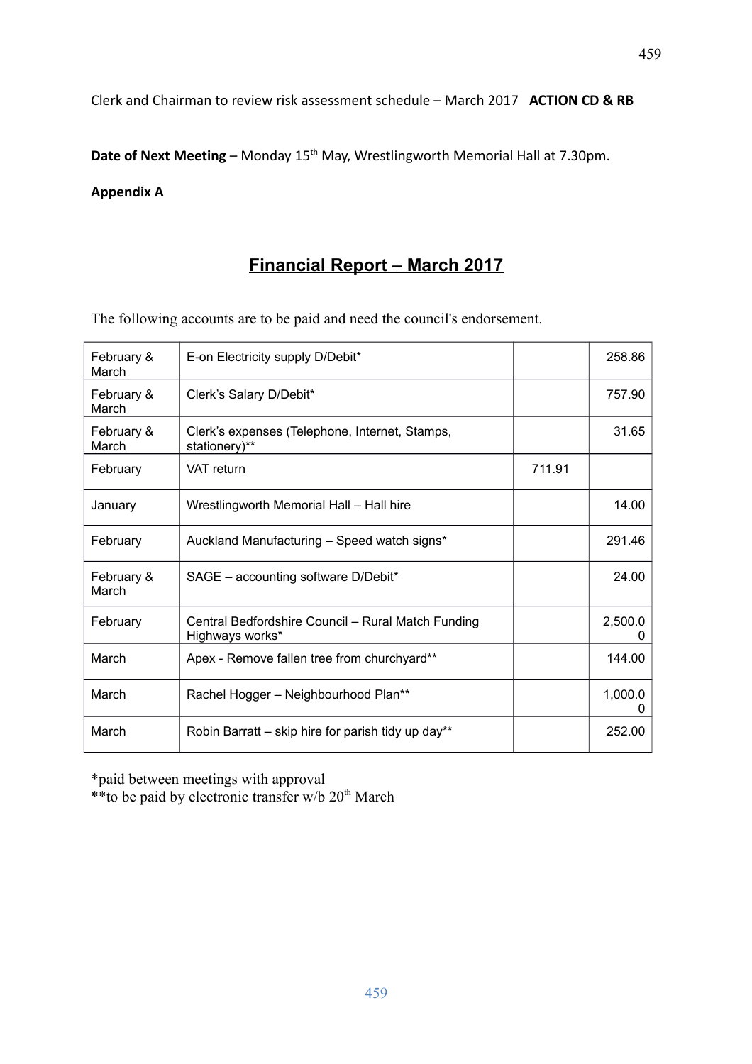Clerk and Chairman to review risk assessment schedule – March 2017 **ACTION CD & RB**

**Date of Next Meeting** – Monday 15th May, Wrestlingworth Memorial Hall at 7.30pm.

**Appendix A**

## Financial Report – March 2017

The following accounts are to be paid and need the council's endorsement.

| | | | |
|---|---|---|---|
| February & March | E-on Electricity supply D/Debit* | | 258.86 |
| February & March | Clerk's Salary D/Debit* | | 757.90 |
| February & March | Clerk's expenses (Telephone, Internet, Stamps, stationery)** | | 31.65 |
| February | VAT return | 711.91 | |
| January | Wrestlingworth Memorial Hall – Hall hire | | 14.00 |
| February | Auckland Manufacturing – Speed watch signs* | | 291.46 |
| February & March | SAGE – accounting software D/Debit* | | 24.00 |
| February | Central Bedfordshire Council – Rural Match Funding Highways works* | | 2,500.00 |
| March | Apex - Remove fallen tree from churchyard** | | 144.00 |
| March | Rachel Hogger – Neighbourhood Plan** | | 1,000.00 |
| March | Robin Barratt – skip hire for parish tidy up day** | | 252.00 |

*paid between meetings with approval
**to be paid by electronic transfer w/b 20th March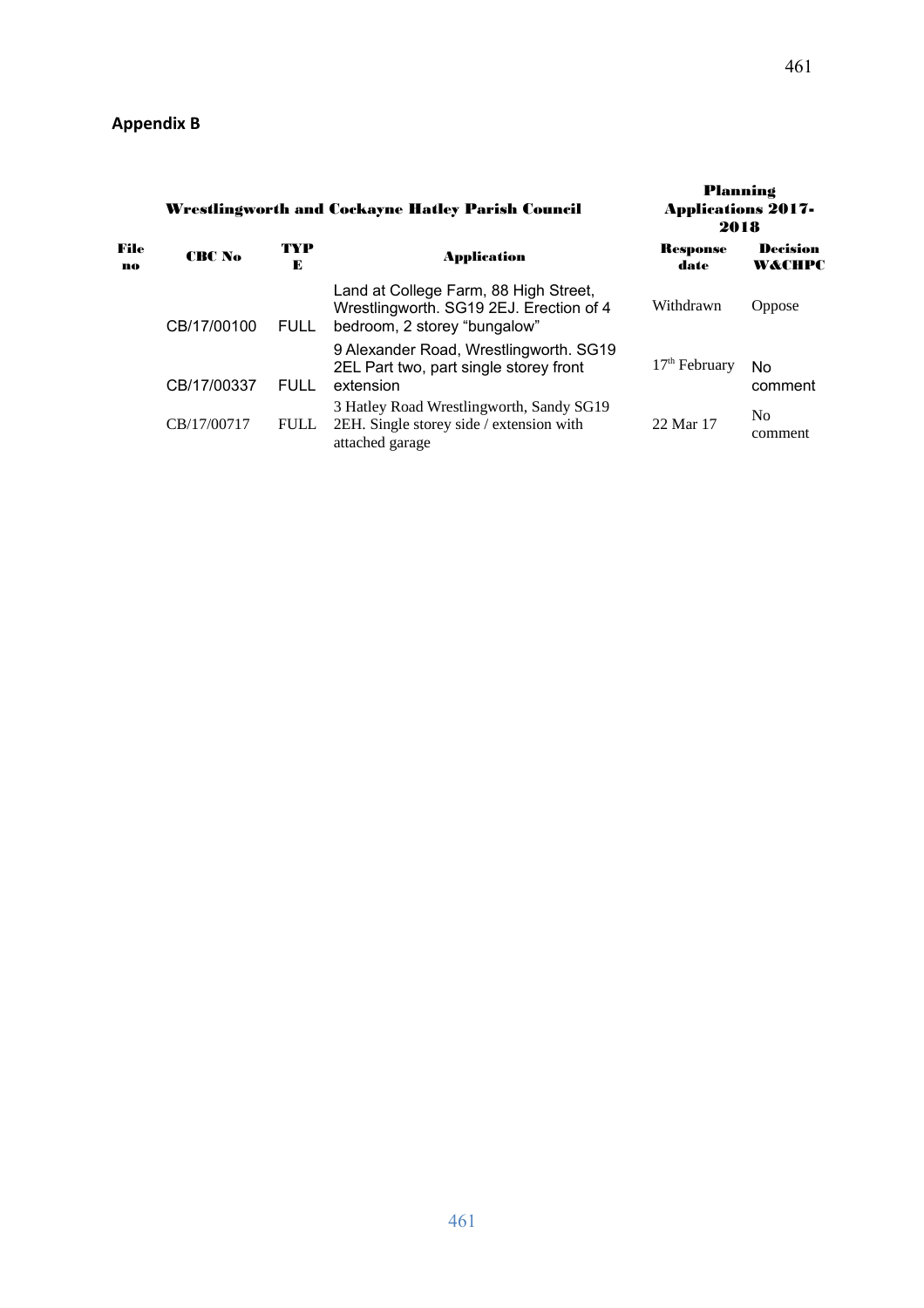## Appendix B

| | | | Wrestlingworth and Cockayne Hatley Parish Council | Planning Applications 2017-2018 | |
|---|---|---|---|---|---|
| **File no** | **CBC No** | **TYPE** | **Application** | **Response date** | **Decision W&CHPC** |
| | CB/17/00100 | FULL | Land at College Farm, 88 High Street, Wrestlingworth. SG19 2EJ. Erection of 4 bedroom, 2 storey "bungalow" | Withdrawn | Oppose |
| | CB/17/00337 | FULL | 9 Alexander Road, Wrestlingworth. SG19 2EL Part two, part single storey front extension | 17th February | No comment |
| | CB/17/00717 | FULL | 3 Hatley Road Wrestlingworth, Sandy SG19 2EH. Single storey side / extension with attached garage | 22 Mar 17 | No comment |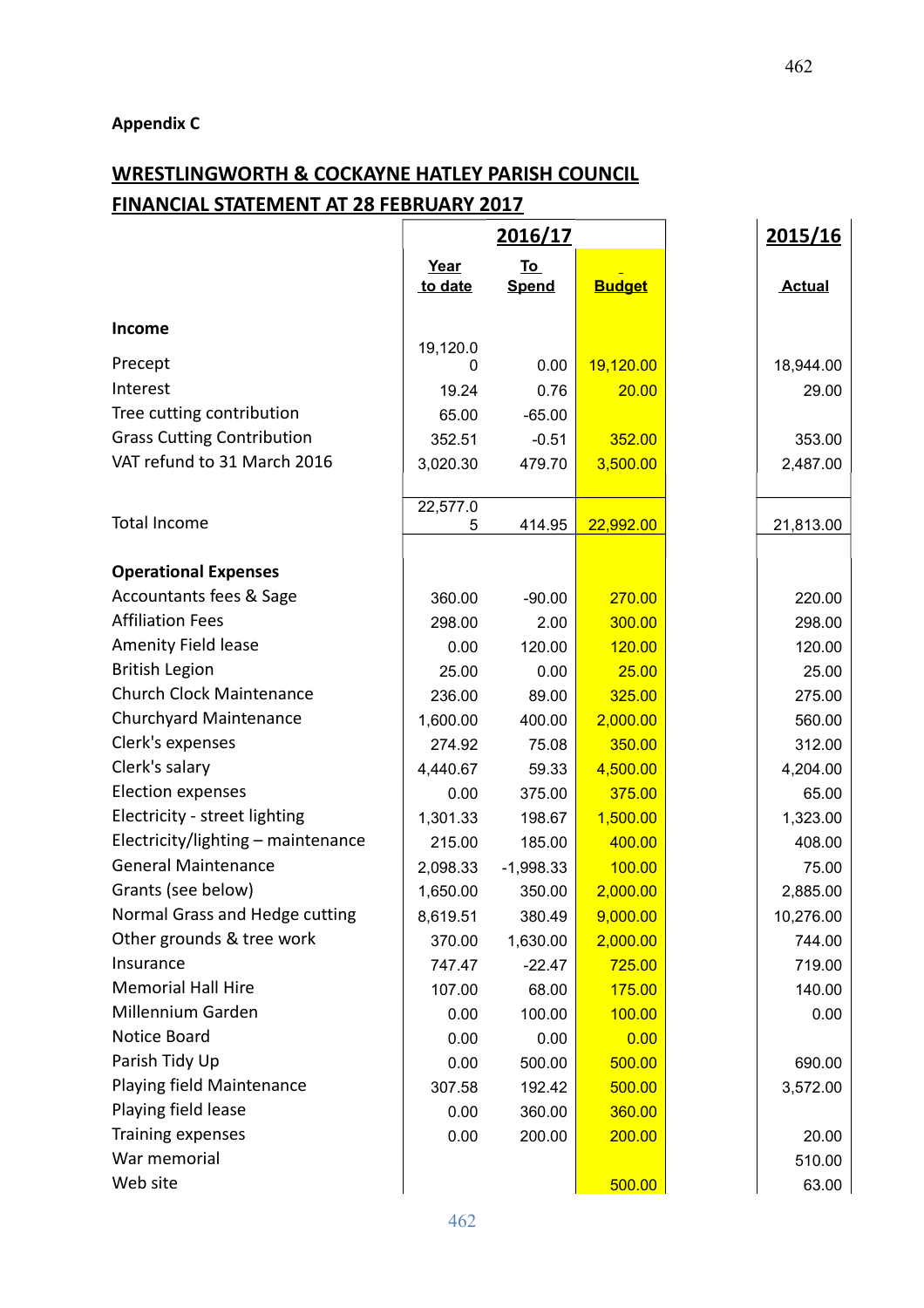**Appendix C**

## WRESTLINGWORTH & COCKAYNE HATLEY PARISH COUNCIL
## FINANCIAL STATEMENT AT 28 FEBRUARY 2017

| | 2016/17 | | | 2015/16 |
|---|---|---|---|---|
| | Year to date | To Spend | Budget | Actual |
| **Income** | | | | |
| Precept | 19,120.00 | 0.00 | 19,120.00 | 18,944.00 |
| Interest | 19.24 | 0.76 | 20.00 | 29.00 |
| Tree cutting contribution | 65.00 | -65.00 | | |
| Grass Cutting Contribution | 352.51 | -0.51 | 352.00 | 353.00 |
| VAT refund to 31 March 2016 | 3,020.30 | 479.70 | 3,500.00 | 2,487.00 |
| Total Income | 22,577.05 | 414.95 | 22,992.00 | 21,813.00 |
| **Operational Expenses** | | | | |
| Accountants fees & Sage | 360.00 | -90.00 | 270.00 | 220.00 |
| Affiliation Fees | 298.00 | 2.00 | 300.00 | 298.00 |
| Amenity Field lease | 0.00 | 120.00 | 120.00 | 120.00 |
| British Legion | 25.00 | 0.00 | 25.00 | 25.00 |
| Church Clock Maintenance | 236.00 | 89.00 | 325.00 | 275.00 |
| Churchyard Maintenance | 1,600.00 | 400.00 | 2,000.00 | 560.00 |
| Clerk's expenses | 274.92 | 75.08 | 350.00 | 312.00 |
| Clerk's salary | 4,440.67 | 59.33 | 4,500.00 | 4,204.00 |
| Election expenses | 0.00 | 375.00 | 375.00 | 65.00 |
| Electricity - street lighting | 1,301.33 | 198.67 | 1,500.00 | 1,323.00 |
| Electricity/lighting – maintenance | 215.00 | 185.00 | 400.00 | 408.00 |
| General Maintenance | 2,098.33 | -1,998.33 | 100.00 | 75.00 |
| Grants (see below) | 1,650.00 | 350.00 | 2,000.00 | 2,885.00 |
| Normal Grass and Hedge cutting | 8,619.51 | 380.49 | 9,000.00 | 10,276.00 |
| Other grounds & tree work | 370.00 | 1,630.00 | 2,000.00 | 744.00 |
| Insurance | 747.47 | -22.47 | 725.00 | 719.00 |
| Memorial Hall Hire | 107.00 | 68.00 | 175.00 | 140.00 |
| Millennium Garden | 0.00 | 100.00 | 100.00 | 0.00 |
| Notice Board | 0.00 | 0.00 | 0.00 | |
| Parish Tidy Up | 0.00 | 500.00 | 500.00 | 690.00 |
| Playing field Maintenance | 307.58 | 192.42 | 500.00 | 3,572.00 |
| Playing field lease | 0.00 | 360.00 | 360.00 | |
| Training expenses | 0.00 | 200.00 | 200.00 | 20.00 |
| War memorial | | | | 510.00 |
| Web site | | | 500.00 | 63.00 |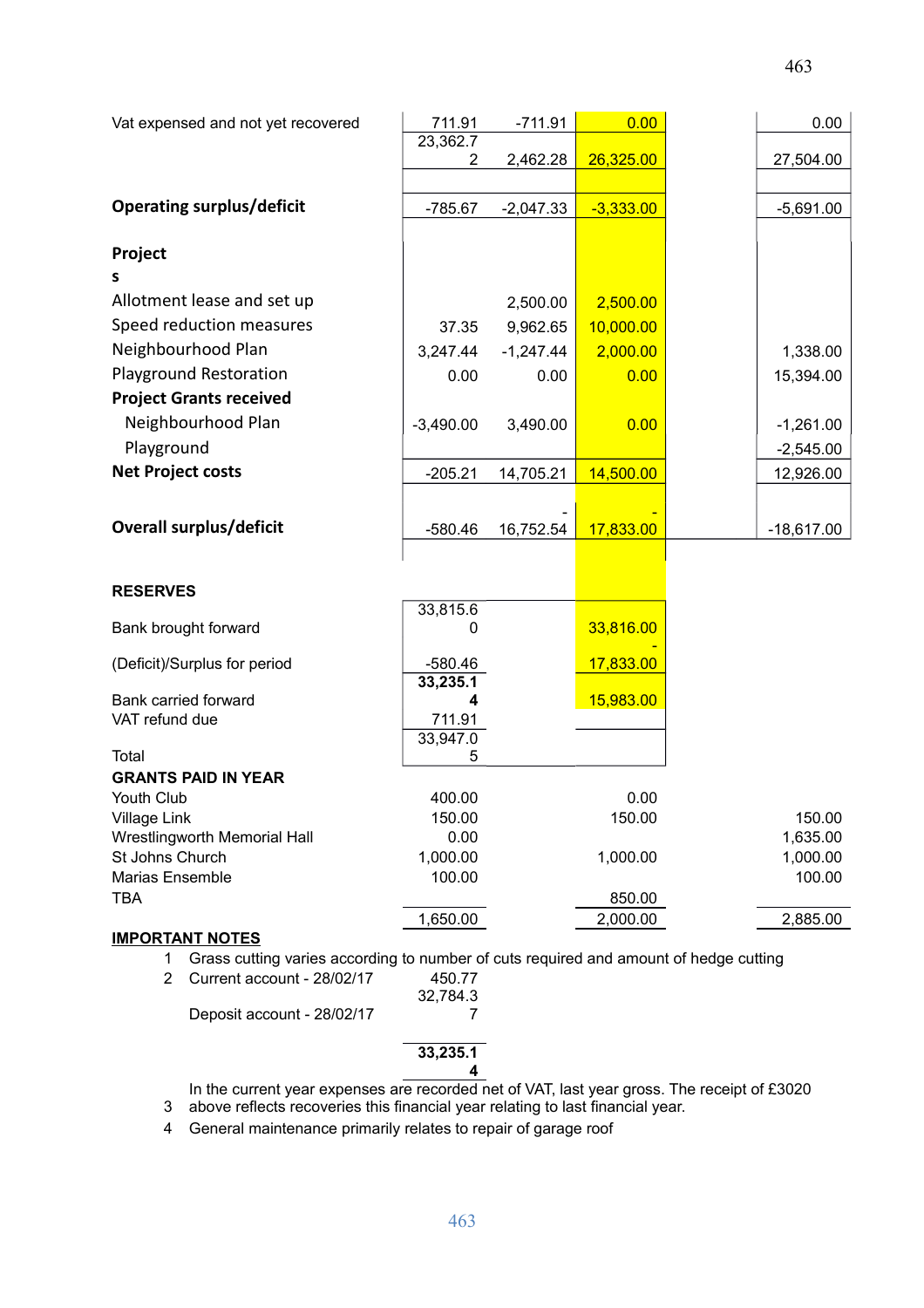| | | | | | |
|---|---|---|---|---|---|
| Vat expensed and not yet recovered | 711.91 | -711.91 | 0.00 | | 0.00 |
| | 23,362.72 | 2,462.28 | 26,325.00 | | 27,504.00 |
| | | | | | |
| **Operating surplus/deficit** | -785.67 | -2,047.33 | -3,333.00 | | -5,691.00 |
| | | | | | |
| **Projects** | | | | | |
| Allotment lease and set up | | 2,500.00 | 2,500.00 | | |
| Speed reduction measures | 37.35 | 9,962.65 | 10,000.00 | | |
| Neighbourhood Plan | 3,247.44 | -1,247.44 | 2,000.00 | | 1,338.00 |
| Playground Restoration | 0.00 | 0.00 | 0.00 | | 15,394.00 |
| **Project Grants received** | | | | | |
| Neighbourhood Plan | -3,490.00 | 3,490.00 | 0.00 | | -1,261.00 |
| Playground | | | | | -2,545.00 |
| **Net Project costs** | -205.21 | 14,705.21 | 14,500.00 | | 12,926.00 |
| | | | | | |
| **Overall surplus/deficit** | -580.46 | -16,752.54 | -17,833.00 | | -18,617.00 |

**RESERVES**

| | | |
|---|---|---|
| Bank brought forward | 33,815.60 | 33,816.00 |
| (Deficit)/Surplus for period | -580.46 | -17,833.00 |
| Bank carried forward | **33,235.14** | 15,983.00 |
| VAT refund due | 711.91 | |
| Total | 33,947.05 | |

**GRANTS PAID IN YEAR**

| | | | |
|---|---|---|---|
| Youth Club | 400.00 | 0.00 | |
| Village Link | 150.00 | 150.00 | 150.00 |
| Wrestlingworth Memorial Hall | 0.00 | | 1,635.00 |
| St Johns Church | 1,000.00 | 1,000.00 | 1,000.00 |
| Marias Ensemble | 100.00 | | 100.00 |
| TBA | | 850.00 | |
| | 1,650.00 | 2,000.00 | 2,885.00 |

**IMPORTANT NOTES**

1. Grass cutting varies according to number of cuts required and amount of hedge cutting
2. Current account - 28/02/17 450.77

   Deposit account - 28/02/17 32,784.37

   **33,235.14**
3. In the current year expenses are recorded net of VAT, last year gross. The receipt of £3020 above reflects recoveries this financial year relating to last financial year.
4. General maintenance primarily relates to repair of garage roof